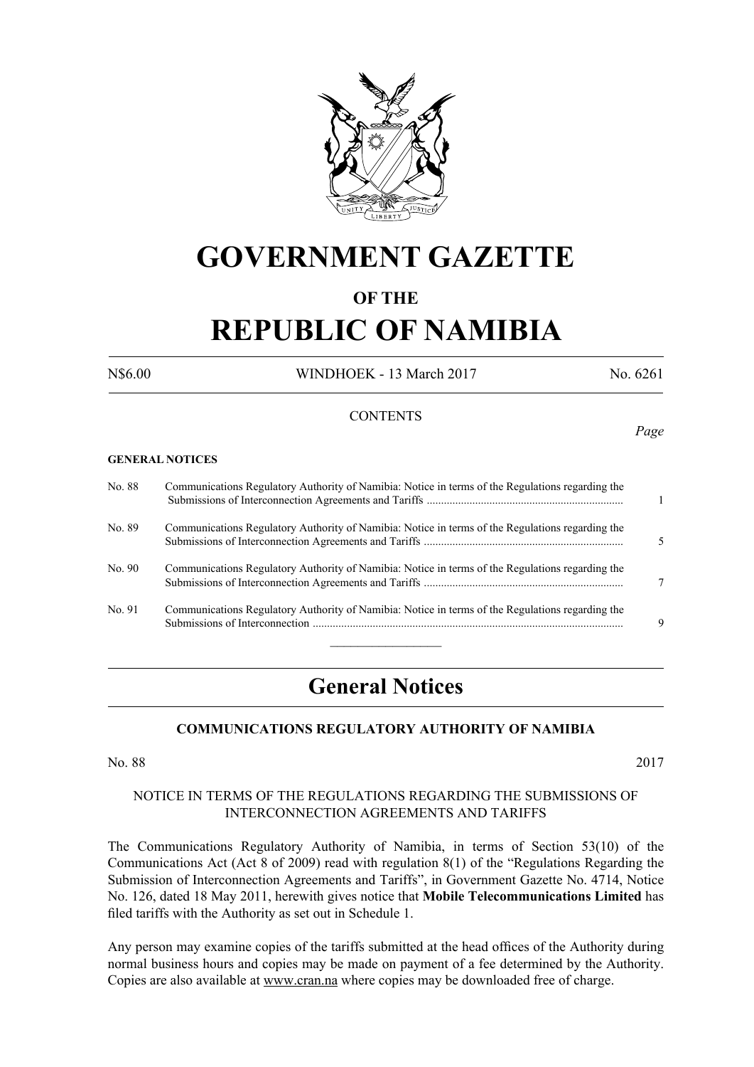# GOVERNMENT GAZETTE

### OF THE

# REPUBLIC OF NAMIBIA

N$6.00 WINDHOEK - 13 March 2017 No. 6261

CONTENTS

*Page*

**GENERAL NOTICES**

| | | |
|---|---|---|
| No. 88 | Communications Regulatory Authority of Namibia: Notice in terms of the Regulations regarding the Submissions of Interconnection Agreements and Tariffs | 1 |
| No. 89 | Communications Regulatory Authority of Namibia: Notice in terms of the Regulations regarding the Submissions of Interconnection Agreements and Tariffs | 5 |
| No. 90 | Communications Regulatory Authority of Namibia: Notice in terms of the Regulations regarding the Submissions of Interconnection Agreements and Tariffs | 7 |
| No. 91 | Communications Regulatory Authority of Namibia: Notice in terms of the Regulations regarding the Submissions of Interconnection | 9 |

## General Notices

### COMMUNICATIONS REGULATORY AUTHORITY OF NAMIBIA

No. 88 2017

NOTICE IN TERMS OF THE REGULATIONS REGARDING THE SUBMISSIONS OF INTERCONNECTION AGREEMENTS AND TARIFFS

The Communications Regulatory Authority of Namibia, in terms of Section 53(10) of the Communications Act (Act 8 of 2009) read with regulation 8(1) of the "Regulations Regarding the Submission of Interconnection Agreements and Tariffs", in Government Gazette No. 4714, Notice No. 126, dated 18 May 2011, herewith gives notice that **Mobile Telecommunications Limited** has filed tariffs with the Authority as set out in Schedule 1.

Any person may examine copies of the tariffs submitted at the head offices of the Authority during normal business hours and copies may be made on payment of a fee determined by the Authority. Copies are also available at www.cran.na where copies may be downloaded free of charge.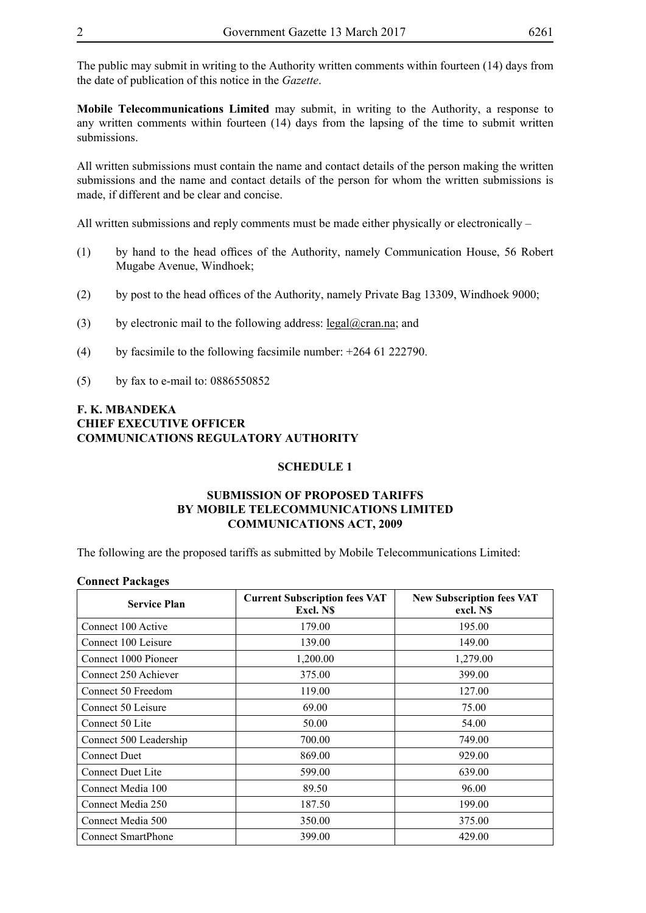The public may submit in writing to the Authority written comments within fourteen (14) days from the date of publication of this notice in the *Gazette*.

**Mobile Telecommunications Limited** may submit, in writing to the Authority, a response to any written comments within fourteen (14) days from the lapsing of the time to submit written submissions.

All written submissions must contain the name and contact details of the person making the written submissions and the name and contact details of the person for whom the written submissions is made, if different and be clear and concise.

All written submissions and reply comments must be made either physically or electronically –

(1) by hand to the head offices of the Authority, namely Communication House, 56 Robert Mugabe Avenue, Windhoek;

(2) by post to the head offices of the Authority, namely Private Bag 13309, Windhoek 9000;

(3) by electronic mail to the following address: legal@cran.na; and

(4) by facsimile to the following facsimile number: +264 61 222790.

(5) by fax to e-mail to: 0886550852

**F. K. MBANDEKA**
**CHIEF EXECUTIVE OFFICER**
**COMMUNICATIONS REGULATORY AUTHORITY**

## SCHEDULE 1

### SUBMISSION OF PROPOSED TARIFFS BY MOBILE TELECOMMUNICATIONS LIMITED COMMUNICATIONS ACT, 2009

The following are the proposed tariffs as submitted by Mobile Telecommunications Limited:

**Connect Packages**

| Service Plan | Current Subscription fees VAT Excl. N$ | New Subscription fees VAT excl. N$ |
|---|---|---|
| Connect 100 Active | 179.00 | 195.00 |
| Connect 100 Leisure | 139.00 | 149.00 |
| Connect 1000 Pioneer | 1,200.00 | 1,279.00 |
| Connect 250 Achiever | 375.00 | 399.00 |
| Connect 50 Freedom | 119.00 | 127.00 |
| Connect 50 Leisure | 69.00 | 75.00 |
| Connect 50 Lite | 50.00 | 54.00 |
| Connect 500 Leadership | 700.00 | 749.00 |
| Connect Duet | 869.00 | 929.00 |
| Connect Duet Lite | 599.00 | 639.00 |
| Connect Media 100 | 89.50 | 96.00 |
| Connect Media 250 | 187.50 | 199.00 |
| Connect Media 500 | 350.00 | 375.00 |
| Connect SmartPhone | 399.00 | 429.00 |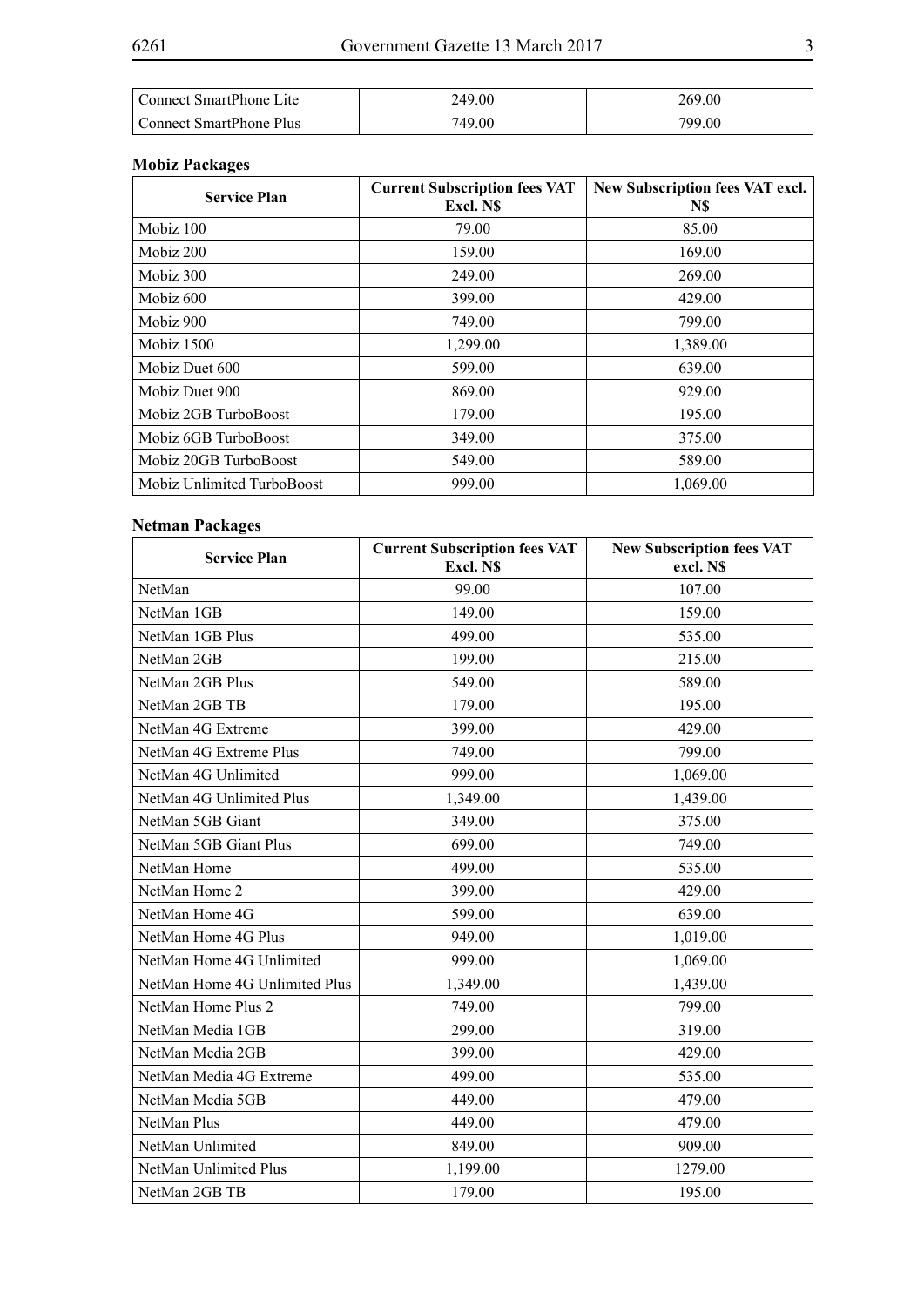| Connect SmartPhone Lite | 249.00 | 269.00 |
|---|---|---|
| Connect SmartPhone Plus | 749.00 | 799.00 |

**Mobiz Packages**

| Service Plan | Current Subscription fees VAT Excl. N$ | New Subscription fees VAT excl. N$ |
|---|---|---|
| Mobiz 100 | 79.00 | 85.00 |
| Mobiz 200 | 159.00 | 169.00 |
| Mobiz 300 | 249.00 | 269.00 |
| Mobiz 600 | 399.00 | 429.00 |
| Mobiz 900 | 749.00 | 799.00 |
| Mobiz 1500 | 1,299.00 | 1,389.00 |
| Mobiz Duet 600 | 599.00 | 639.00 |
| Mobiz Duet 900 | 869.00 | 929.00 |
| Mobiz 2GB TurboBoost | 179.00 | 195.00 |
| Mobiz 6GB TurboBoost | 349.00 | 375.00 |
| Mobiz 20GB TurboBoost | 549.00 | 589.00 |
| Mobiz Unlimited TurboBoost | 999.00 | 1,069.00 |

**Netman Packages**

| Service Plan | Current Subscription fees VAT Excl. N$ | New Subscription fees VAT excl. N$ |
|---|---|---|
| NetMan | 99.00 | 107.00 |
| NetMan 1GB | 149.00 | 159.00 |
| NetMan 1GB Plus | 499.00 | 535.00 |
| NetMan 2GB | 199.00 | 215.00 |
| NetMan 2GB Plus | 549.00 | 589.00 |
| NetMan 2GB TB | 179.00 | 195.00 |
| NetMan 4G Extreme | 399.00 | 429.00 |
| NetMan 4G Extreme Plus | 749.00 | 799.00 |
| NetMan 4G Unlimited | 999.00 | 1,069.00 |
| NetMan 4G Unlimited Plus | 1,349.00 | 1,439.00 |
| NetMan 5GB Giant | 349.00 | 375.00 |
| NetMan 5GB Giant Plus | 699.00 | 749.00 |
| NetMan Home | 499.00 | 535.00 |
| NetMan Home 2 | 399.00 | 429.00 |
| NetMan Home 4G | 599.00 | 639.00 |
| NetMan Home 4G Plus | 949.00 | 1,019.00 |
| NetMan Home 4G Unlimited | 999.00 | 1,069.00 |
| NetMan Home 4G Unlimited Plus | 1,349.00 | 1,439.00 |
| NetMan Home Plus 2 | 749.00 | 799.00 |
| NetMan Media 1GB | 299.00 | 319.00 |
| NetMan Media 2GB | 399.00 | 429.00 |
| NetMan Media 4G Extreme | 499.00 | 535.00 |
| NetMan Media 5GB | 449.00 | 479.00 |
| NetMan Plus | 449.00 | 479.00 |
| NetMan Unlimited | 849.00 | 909.00 |
| NetMan Unlimited Plus | 1,199.00 | 1279.00 |
| NetMan 2GB TB | 179.00 | 195.00 |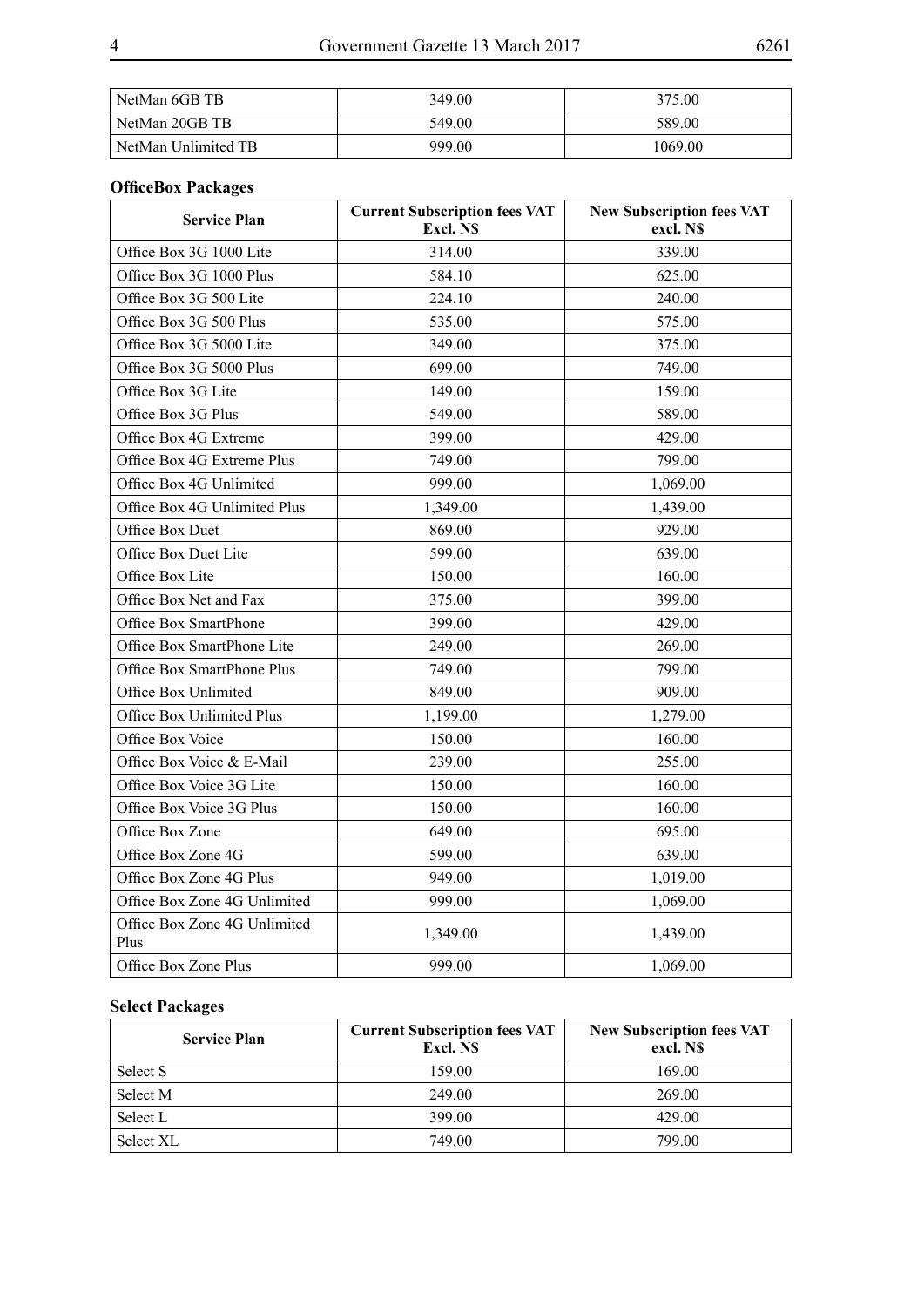| NetMan 6GB TB | 349.00 | 375.00 |
|---|---|---|
| NetMan 20GB TB | 549.00 | 589.00 |
| NetMan Unlimited TB | 999.00 | 1069.00 |

**OfficeBox Packages**

| Service Plan | Current Subscription fees VAT Excl. N$ | New Subscription fees VAT excl. N$ |
|---|---|---|
| Office Box 3G 1000 Lite | 314.00 | 339.00 |
| Office Box 3G 1000 Plus | 584.10 | 625.00 |
| Office Box 3G 500 Lite | 224.10 | 240.00 |
| Office Box 3G 500 Plus | 535.00 | 575.00 |
| Office Box 3G 5000 Lite | 349.00 | 375.00 |
| Office Box 3G 5000 Plus | 699.00 | 749.00 |
| Office Box 3G Lite | 149.00 | 159.00 |
| Office Box 3G Plus | 549.00 | 589.00 |
| Office Box 4G Extreme | 399.00 | 429.00 |
| Office Box 4G Extreme Plus | 749.00 | 799.00 |
| Office Box 4G Unlimited | 999.00 | 1,069.00 |
| Office Box 4G Unlimited Plus | 1,349.00 | 1,439.00 |
| Office Box Duet | 869.00 | 929.00 |
| Office Box Duet Lite | 599.00 | 639.00 |
| Office Box Lite | 150.00 | 160.00 |
| Office Box Net and Fax | 375.00 | 399.00 |
| Office Box SmartPhone | 399.00 | 429.00 |
| Office Box SmartPhone Lite | 249.00 | 269.00 |
| Office Box SmartPhone Plus | 749.00 | 799.00 |
| Office Box Unlimited | 849.00 | 909.00 |
| Office Box Unlimited Plus | 1,199.00 | 1,279.00 |
| Office Box Voice | 150.00 | 160.00 |
| Office Box Voice & E-Mail | 239.00 | 255.00 |
| Office Box Voice 3G Lite | 150.00 | 160.00 |
| Office Box Voice 3G Plus | 150.00 | 160.00 |
| Office Box Zone | 649.00 | 695.00 |
| Office Box Zone 4G | 599.00 | 639.00 |
| Office Box Zone 4G Plus | 949.00 | 1,019.00 |
| Office Box Zone 4G Unlimited | 999.00 | 1,069.00 |
| Office Box Zone 4G Unlimited Plus | 1,349.00 | 1,439.00 |
| Office Box Zone Plus | 999.00 | 1,069.00 |

**Select Packages**

| Service Plan | Current Subscription fees VAT Excl. N$ | New Subscription fees VAT excl. N$ |
|---|---|---|
| Select S | 159.00 | 169.00 |
| Select M | 249.00 | 269.00 |
| Select L | 399.00 | 429.00 |
| Select XL | 749.00 | 799.00 |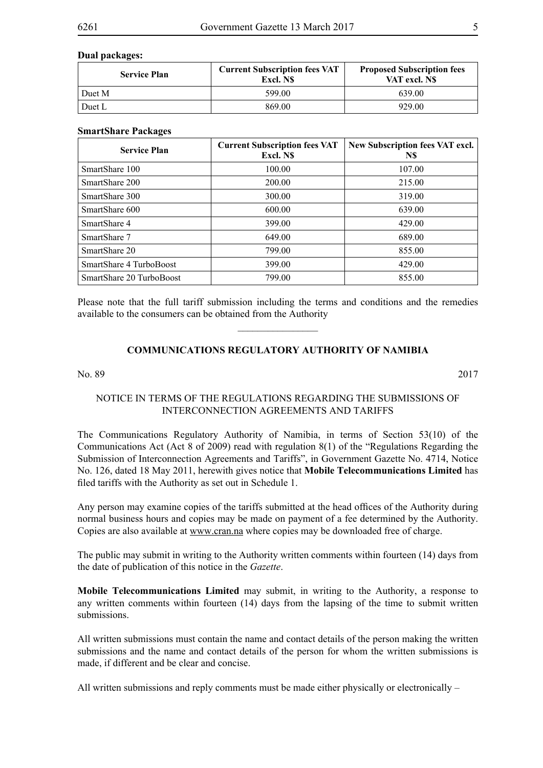**Dual packages:**

| Service Plan | Current Subscription fees VAT Excl. N$ | Proposed Subscription fees VAT excl. N$ |
|---|---|---|
| Duet M | 599.00 | 639.00 |
| Duet L | 869.00 | 929.00 |

**SmartShare Packages**

| Service Plan | Current Subscription fees VAT Excl. N$ | New Subscription fees VAT excl. N$ |
|---|---|---|
| SmartShare 100 | 100.00 | 107.00 |
| SmartShare 200 | 200.00 | 215.00 |
| SmartShare 300 | 300.00 | 319.00 |
| SmartShare 600 | 600.00 | 639.00 |
| SmartShare 4 | 399.00 | 429.00 |
| SmartShare 7 | 649.00 | 689.00 |
| SmartShare 20 | 799.00 | 855.00 |
| SmartShare 4 TurboBoost | 399.00 | 429.00 |
| SmartShare 20 TurboBoost | 799.00 | 855.00 |

Please note that the full tariff submission including the terms and conditions and the remedies available to the consumers can be obtained from the Authority

---

## COMMUNICATIONS REGULATORY AUTHORITY OF NAMIBIA

No. 89 2017

NOTICE IN TERMS OF THE REGULATIONS REGARDING THE SUBMISSIONS OF INTERCONNECTION AGREEMENTS AND TARIFFS

The Communications Regulatory Authority of Namibia, in terms of Section 53(10) of the Communications Act (Act 8 of 2009) read with regulation 8(1) of the "Regulations Regarding the Submission of Interconnection Agreements and Tariffs", in Government Gazette No. 4714, Notice No. 126, dated 18 May 2011, herewith gives notice that **Mobile Telecommunications Limited** has filed tariffs with the Authority as set out in Schedule 1.

Any person may examine copies of the tariffs submitted at the head offices of the Authority during normal business hours and copies may be made on payment of a fee determined by the Authority. Copies are also available at www.cran.na where copies may be downloaded free of charge.

The public may submit in writing to the Authority written comments within fourteen (14) days from the date of publication of this notice in the *Gazette*.

**Mobile Telecommunications Limited** may submit, in writing to the Authority, a response to any written comments within fourteen (14) days from the lapsing of the time to submit written submissions.

All written submissions must contain the name and contact details of the person making the written submissions and the name and contact details of the person for whom the written submissions is made, if different and be clear and concise.

All written submissions and reply comments must be made either physically or electronically –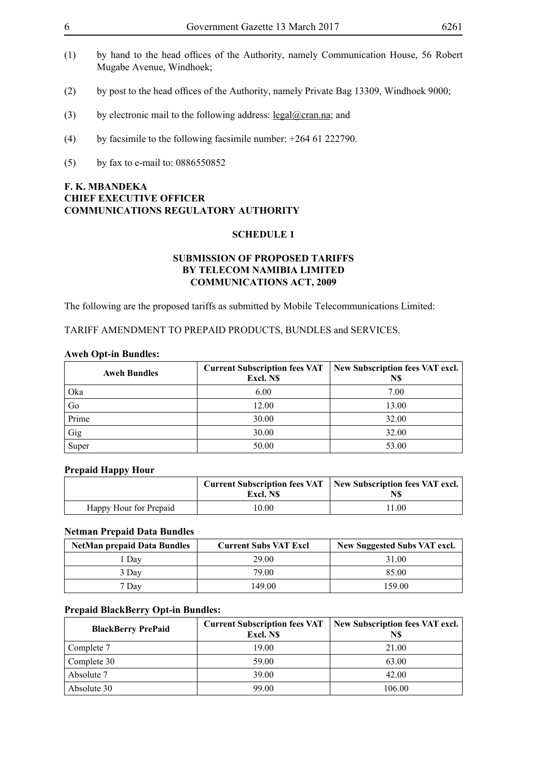(1) by hand to the head offices of the Authority, namely Communication House, 56 Robert Mugabe Avenue, Windhoek;

(2) by post to the head offices of the Authority, namely Private Bag 13309, Windhoek 9000;

(3) by electronic mail to the following address: legal@cran.na; and

(4) by facsimile to the following facsimile number: +264 61 222790.

(5) by fax to e-mail to: 0886550852

**F. K. MBANDEKA**
**CHIEF EXECUTIVE OFFICER**
**COMMUNICATIONS REGULATORY AUTHORITY**

**SCHEDULE 1**

**SUBMISSION OF PROPOSED TARIFFS BY TELECOM NAMIBIA LIMITED COMMUNICATIONS ACT, 2009**

The following are the proposed tariffs as submitted by Mobile Telecommunications Limited:

TARIFF AMENDMENT TO PREPAID PRODUCTS, BUNDLES and SERVICES.

**Aweh Opt-in Bundles:**

| Aweh Bundles | Current Subscription fees VAT Excl. N$ | New Subscription fees VAT excl. N$ |
|---|---|---|
| Oka | 6.00 | 7.00 |
| Go | 12.00 | 13.00 |
| Prime | 30.00 | 32.00 |
| Gig | 30.00 | 32.00 |
| Super | 50.00 | 53.00 |

**Prepaid Happy Hour**

| | Current Subscription fees VAT Excl. N$ | New Subscription fees VAT excl. N$ |
|---|---|---|
| Happy Hour for Prepaid | 10.00 | 11.00 |

**Netman Prepaid Data Bundles**

| NetMan prepaid Data Bundles | Current Subs VAT Excl | New Suggested Subs VAT excl. |
|---|---|---|
| 1 Day | 29.00 | 31.00 |
| 3 Day | 79.00 | 85.00 |
| 7 Day | 149.00 | 159.00 |

**Prepaid BlackBerry Opt-in Bundles:**

| BlackBerry PrePaid | Current Subscription fees VAT Excl. N$ | New Subscription fees VAT excl. N$ |
|---|---|---|
| Complete 7 | 19.00 | 21.00 |
| Complete 30 | 59.00 | 63.00 |
| Absolute 7 | 39.00 | 42.00 |
| Absolute 30 | 99.00 | 106.00 |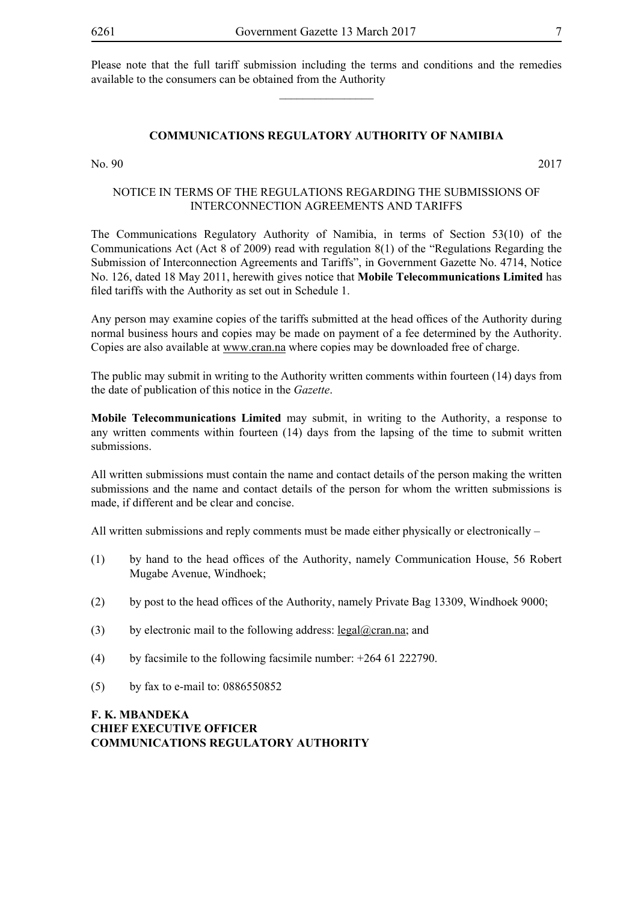Please note that the full tariff submission including the terms and conditions and the remedies available to the consumers can be obtained from the Authority

________________

## COMMUNICATIONS REGULATORY AUTHORITY OF NAMIBIA

No. 90 2017

NOTICE IN TERMS OF THE REGULATIONS REGARDING THE SUBMISSIONS OF INTERCONNECTION AGREEMENTS AND TARIFFS

The Communications Regulatory Authority of Namibia, in terms of Section 53(10) of the Communications Act (Act 8 of 2009) read with regulation 8(1) of the "Regulations Regarding the Submission of Interconnection Agreements and Tariffs", in Government Gazette No. 4714, Notice No. 126, dated 18 May 2011, herewith gives notice that **Mobile Telecommunications Limited** has filed tariffs with the Authority as set out in Schedule 1.

Any person may examine copies of the tariffs submitted at the head offices of the Authority during normal business hours and copies may be made on payment of a fee determined by the Authority. Copies are also available at www.cran.na where copies may be downloaded free of charge.

The public may submit in writing to the Authority written comments within fourteen (14) days from the date of publication of this notice in the *Gazette*.

**Mobile Telecommunications Limited** may submit, in writing to the Authority, a response to any written comments within fourteen (14) days from the lapsing of the time to submit written submissions.

All written submissions must contain the name and contact details of the person making the written submissions and the name and contact details of the person for whom the written submissions is made, if different and be clear and concise.

All written submissions and reply comments must be made either physically or electronically –

(1) by hand to the head offices of the Authority, namely Communication House, 56 Robert Mugabe Avenue, Windhoek;

(2) by post to the head offices of the Authority, namely Private Bag 13309, Windhoek 9000;

(3) by electronic mail to the following address: legal@cran.na; and

(4) by facsimile to the following facsimile number: +264 61 222790.

(5) by fax to e-mail to: 0886550852

**F. K. MBANDEKA**
**CHIEF EXECUTIVE OFFICER**
**COMMUNICATIONS REGULATORY AUTHORITY**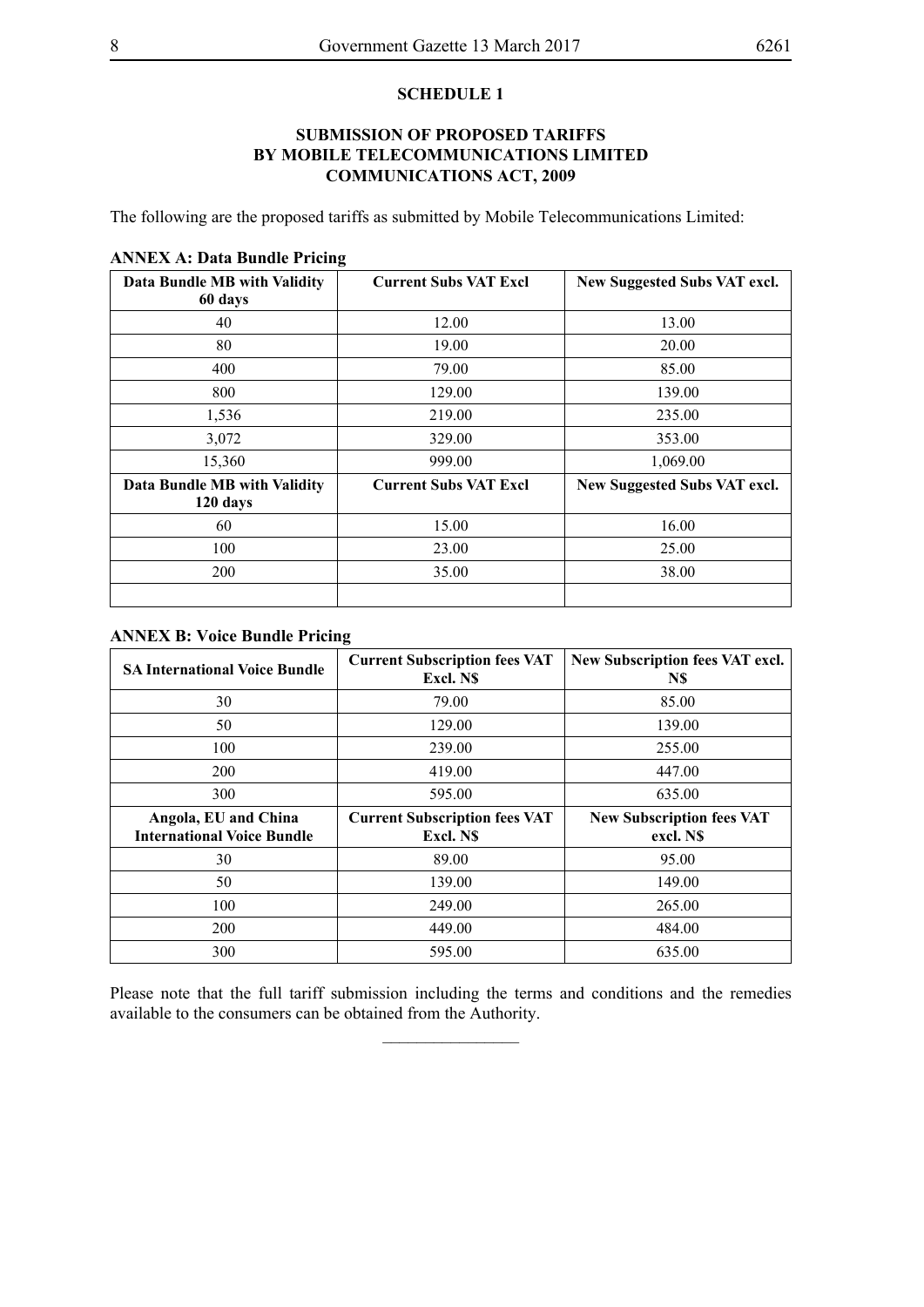**SCHEDULE 1**

**SUBMISSION OF PROPOSED TARIFFS BY MOBILE TELECOMMUNICATIONS LIMITED COMMUNICATIONS ACT, 2009**

The following are the proposed tariffs as submitted by Mobile Telecommunications Limited:

**ANNEX A: Data Bundle Pricing**

| Data Bundle MB with Validity 60 days | Current Subs VAT Excl | New Suggested Subs VAT excl. |
|---|---|---|
| 40 | 12.00 | 13.00 |
| 80 | 19.00 | 20.00 |
| 400 | 79.00 | 85.00 |
| 800 | 129.00 | 139.00 |
| 1,536 | 219.00 | 235.00 |
| 3,072 | 329.00 | 353.00 |
| 15,360 | 999.00 | 1,069.00 |
| **Data Bundle MB with Validity 120 days** | **Current Subs VAT Excl** | **New Suggested Subs VAT excl.** |
| 60 | 15.00 | 16.00 |
| 100 | 23.00 | 25.00 |
| 200 | 35.00 | 38.00 |
| | | |

**ANNEX B: Voice Bundle Pricing**

| SA International Voice Bundle | Current Subscription fees VAT Excl. N$ | New Subscription fees VAT excl. N$ |
|---|---|---|
| 30 | 79.00 | 85.00 |
| 50 | 129.00 | 139.00 |
| 100 | 239.00 | 255.00 |
| 200 | 419.00 | 447.00 |
| 300 | 595.00 | 635.00 |
| **Angola, EU and China International Voice Bundle** | **Current Subscription fees VAT Excl. N$** | **New Subscription fees VAT excl. N$** |
| 30 | 89.00 | 95.00 |
| 50 | 139.00 | 149.00 |
| 100 | 249.00 | 265.00 |
| 200 | 449.00 | 484.00 |
| 300 | 595.00 | 635.00 |

Please note that the full tariff submission including the terms and conditions and the remedies available to the consumers can be obtained from the Authority.

________________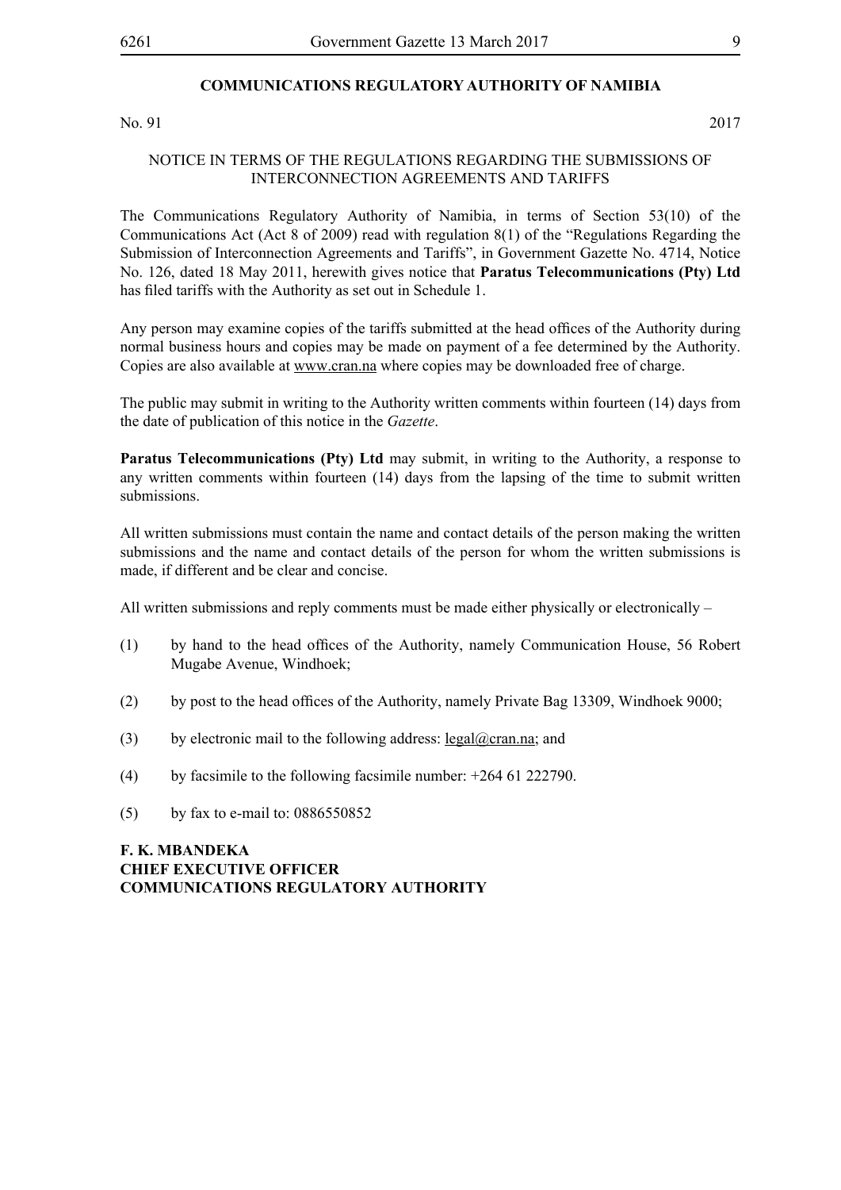## COMMUNICATIONS REGULATORY AUTHORITY OF NAMIBIA

No. 91 2017

NOTICE IN TERMS OF THE REGULATIONS REGARDING THE SUBMISSIONS OF INTERCONNECTION AGREEMENTS AND TARIFFS

The Communications Regulatory Authority of Namibia, in terms of Section 53(10) of the Communications Act (Act 8 of 2009) read with regulation 8(1) of the "Regulations Regarding the Submission of Interconnection Agreements and Tariffs", in Government Gazette No. 4714, Notice No. 126, dated 18 May 2011, herewith gives notice that **Paratus Telecommunications (Pty) Ltd** has filed tariffs with the Authority as set out in Schedule 1.

Any person may examine copies of the tariffs submitted at the head offices of the Authority during normal business hours and copies may be made on payment of a fee determined by the Authority. Copies are also available at www.cran.na where copies may be downloaded free of charge.

The public may submit in writing to the Authority written comments within fourteen (14) days from the date of publication of this notice in the *Gazette*.

**Paratus Telecommunications (Pty) Ltd** may submit, in writing to the Authority, a response to any written comments within fourteen (14) days from the lapsing of the time to submit written submissions.

All written submissions must contain the name and contact details of the person making the written submissions and the name and contact details of the person for whom the written submissions is made, if different and be clear and concise.

All written submissions and reply comments must be made either physically or electronically –

(1) by hand to the head offices of the Authority, namely Communication House, 56 Robert Mugabe Avenue, Windhoek;

(2) by post to the head offices of the Authority, namely Private Bag 13309, Windhoek 9000;

(3) by electronic mail to the following address: legal@cran.na; and

(4) by facsimile to the following facsimile number: +264 61 222790.

(5) by fax to e-mail to: 0886550852

**F. K. MBANDEKA**
**CHIEF EXECUTIVE OFFICER**
**COMMUNICATIONS REGULATORY AUTHORITY**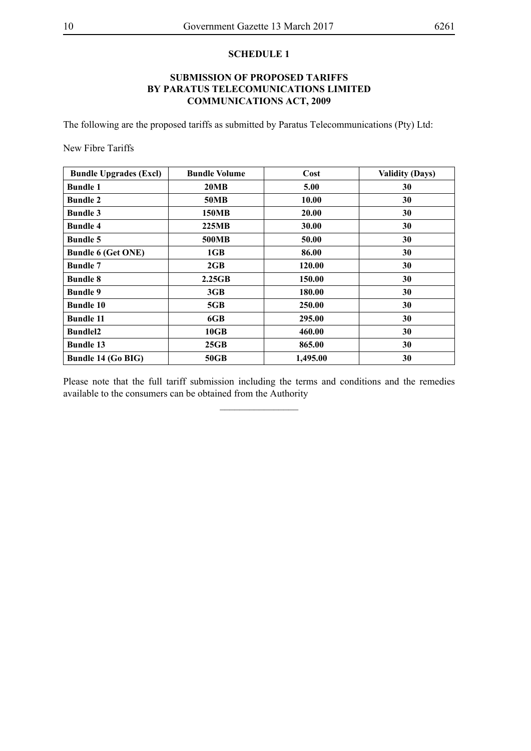## SCHEDULE 1

### SUBMISSION OF PROPOSED TARIFFS BY PARATUS TELECOMUNICATIONS LIMITED COMMUNICATIONS ACT, 2009

The following are the proposed tariffs as submitted by Paratus Telecommunications (Pty) Ltd:

New Fibre Tariffs

| Bundle Upgrades (Excl) | Bundle Volume | Cost | Validity (Days) |
|---|---|---|---|
| **Bundle 1** | **20MB** | **5.00** | **30** |
| **Bundle 2** | **50MB** | **10.00** | **30** |
| **Bundle 3** | **150MB** | **20.00** | **30** |
| **Bundle 4** | **225MB** | **30.00** | **30** |
| **Bundle 5** | **500MB** | **50.00** | **30** |
| **Bundle 6 (Get ONE)** | **1GB** | **86.00** | **30** |
| **Bundle 7** | **2GB** | **120.00** | **30** |
| **Bundle 8** | **2.25GB** | **150.00** | **30** |
| **Bundle 9** | **3GB** | **180.00** | **30** |
| **Bundle 10** | **5GB** | **250.00** | **30** |
| **Bundle 11** | **6GB** | **295.00** | **30** |
| **Bundlel2** | **10GB** | **460.00** | **30** |
| **Bundle 13** | **25GB** | **865.00** | **30** |
| **Bundle 14 (Go BIG)** | **50GB** | **1,495.00** | **30** |

Please note that the full tariff submission including the terms and conditions and the remedies available to the consumers can be obtained from the Authority

________________